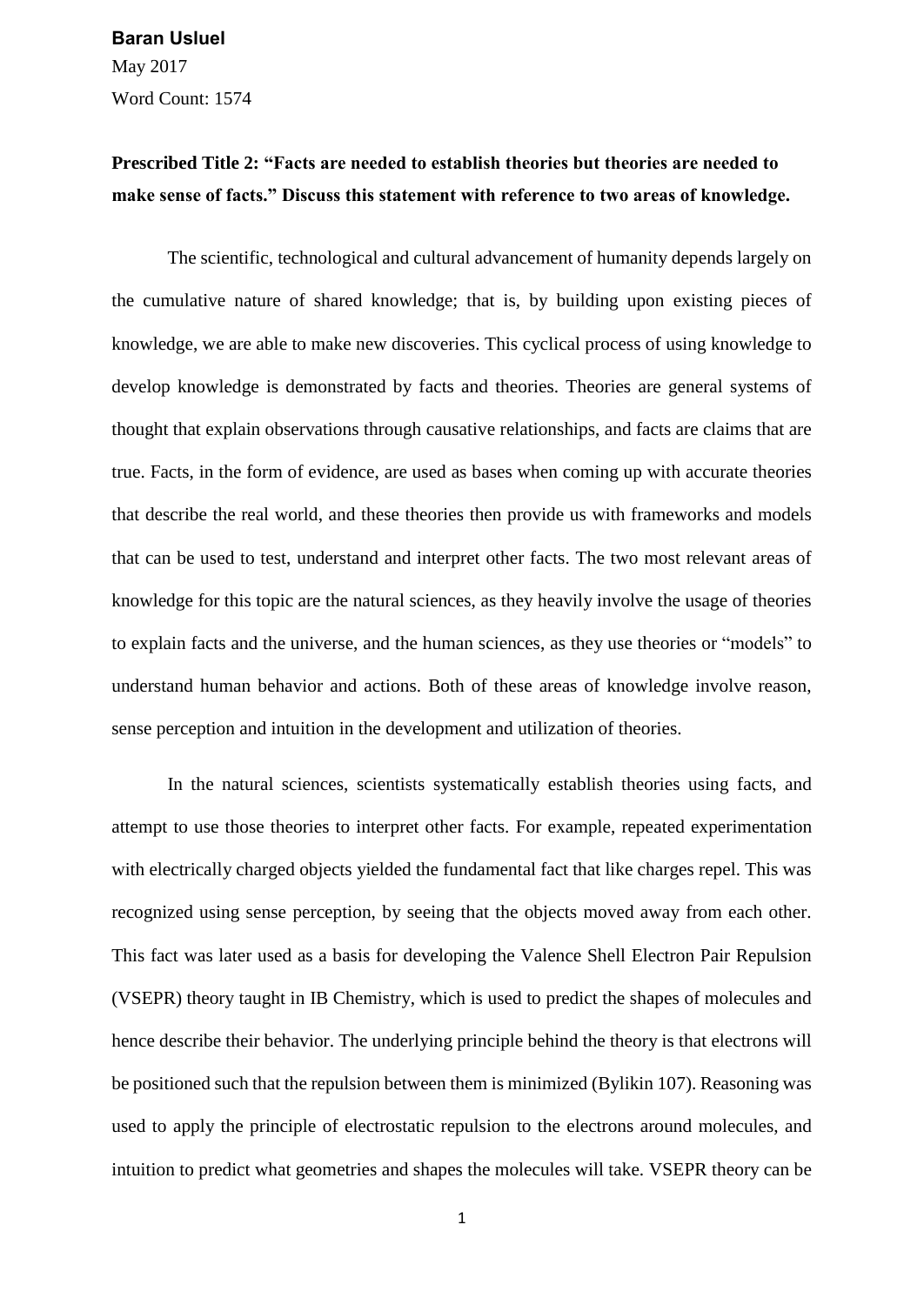**Baran Usluel**

May 2017

Word Count: 1574

**Prescribed Title 2: "Facts are needed to establish theories but theories are needed to make sense of facts." Discuss this statement with reference to two areas of knowledge.**

The scientific, technological and cultural advancement of humanity depends largely on the cumulative nature of shared knowledge; that is, by building upon existing pieces of knowledge, we are able to make new discoveries. This cyclical process of using knowledge to develop knowledge is demonstrated by facts and theories. Theories are general systems of thought that explain observations through causative relationships, and facts are claims that are true. Facts, in the form of evidence, are used as bases when coming up with accurate theories that describe the real world, and these theories then provide us with frameworks and models that can be used to test, understand and interpret other facts. The two most relevant areas of knowledge for this topic are the natural sciences, as they heavily involve the usage of theories to explain facts and the universe, and the human sciences, as they use theories or "models" to understand human behavior and actions. Both of these areas of knowledge involve reason, sense perception and intuition in the development and utilization of theories.

In the natural sciences, scientists systematically establish theories using facts, and attempt to use those theories to interpret other facts. For example, repeated experimentation with electrically charged objects yielded the fundamental fact that like charges repel. This was recognized using sense perception, by seeing that the objects moved away from each other. This fact was later used as a basis for developing the Valence Shell Electron Pair Repulsion (VSEPR) theory taught in IB Chemistry, which is used to predict the shapes of molecules and hence describe their behavior. The underlying principle behind the theory is that electrons will be positioned such that the repulsion between them is minimized (Bylikin 107). Reasoning was used to apply the principle of electrostatic repulsion to the electrons around molecules, and intuition to predict what geometries and shapes the molecules will take. VSEPR theory can be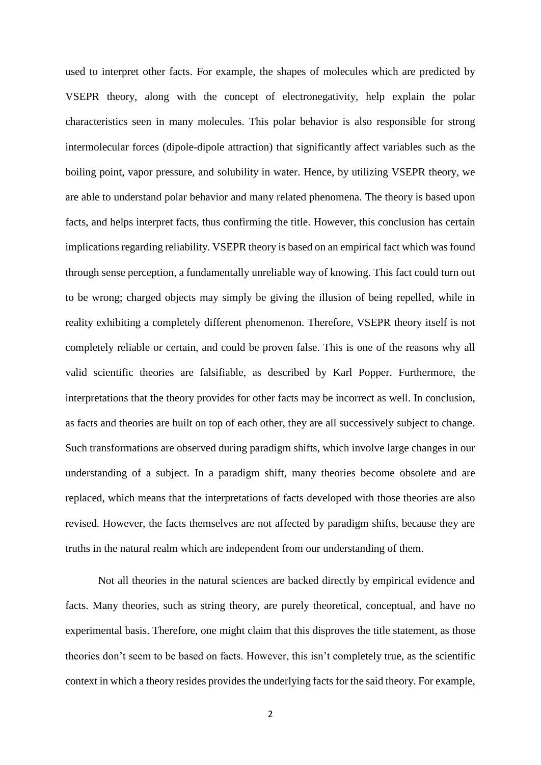used to interpret other facts. For example, the shapes of molecules which are predicted by VSEPR theory, along with the concept of electronegativity, help explain the polar characteristics seen in many molecules. This polar behavior is also responsible for strong intermolecular forces (dipole-dipole attraction) that significantly affect variables such as the boiling point, vapor pressure, and solubility in water. Hence, by utilizing VSEPR theory, we are able to understand polar behavior and many related phenomena. The theory is based upon facts, and helps interpret facts, thus confirming the title. However, this conclusion has certain implications regarding reliability. VSEPR theory is based on an empirical fact which was found through sense perception, a fundamentally unreliable way of knowing. This fact could turn out to be wrong; charged objects may simply be giving the illusion of being repelled, while in reality exhibiting a completely different phenomenon. Therefore, VSEPR theory itself is not completely reliable or certain, and could be proven false. This is one of the reasons why all valid scientific theories are falsifiable, as described by Karl Popper. Furthermore, the interpretations that the theory provides for other facts may be incorrect as well. In conclusion, as facts and theories are built on top of each other, they are all successively subject to change. Such transformations are observed during paradigm shifts, which involve large changes in our understanding of a subject. In a paradigm shift, many theories become obsolete and are replaced, which means that the interpretations of facts developed with those theories are also revised. However, the facts themselves are not affected by paradigm shifts, because they are truths in the natural realm which are independent from our understanding of them.

Not all theories in the natural sciences are backed directly by empirical evidence and facts. Many theories, such as string theory, are purely theoretical, conceptual, and have no experimental basis. Therefore, one might claim that this disproves the title statement, as those theories don't seem to be based on facts. However, this isn't completely true, as the scientific context in which a theory resides provides the underlying facts for the said theory. For example,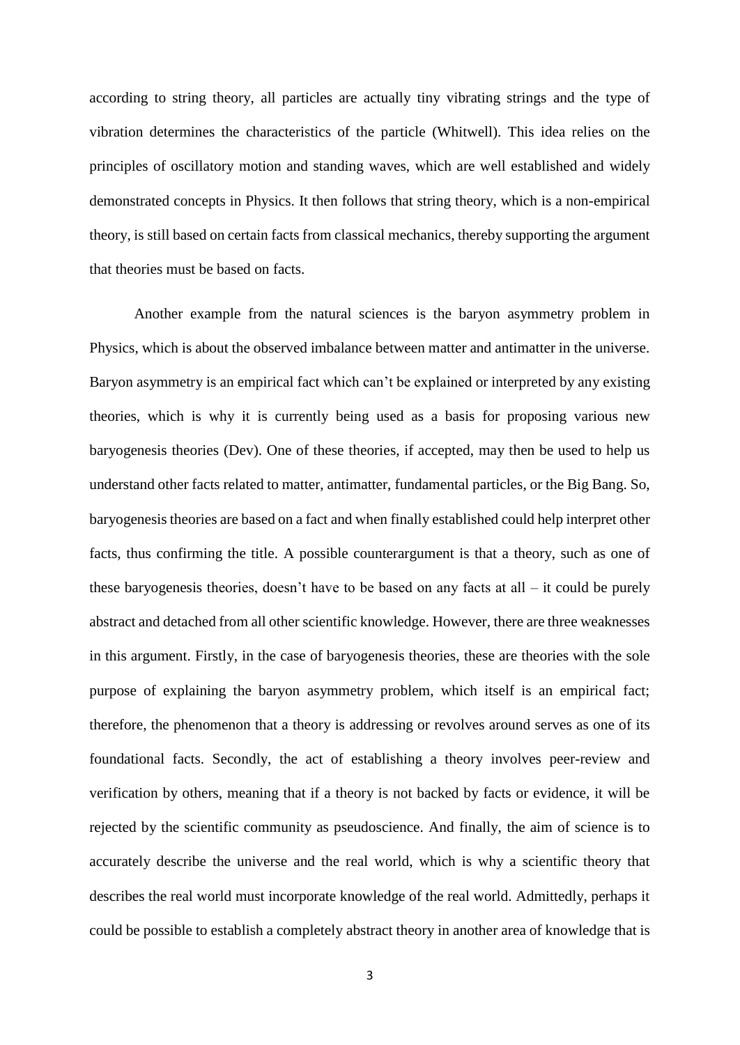according to string theory, all particles are actually tiny vibrating strings and the type of vibration determines the characteristics of the particle (Whitwell). This idea relies on the principles of oscillatory motion and standing waves, which are well established and widely demonstrated concepts in Physics. It then follows that string theory, which is a non-empirical theory, is still based on certain facts from classical mechanics, thereby supporting the argument that theories must be based on facts.

Another example from the natural sciences is the baryon asymmetry problem in Physics, which is about the observed imbalance between matter and antimatter in the universe. Baryon asymmetry is an empirical fact which can't be explained or interpreted by any existing theories, which is why it is currently being used as a basis for proposing various new baryogenesis theories (Dev). One of these theories, if accepted, may then be used to help us understand other facts related to matter, antimatter, fundamental particles, or the Big Bang. So, baryogenesis theories are based on a fact and when finally established could help interpret other facts, thus confirming the title. A possible counterargument is that a theory, such as one of these baryogenesis theories, doesn't have to be based on any facts at all – it could be purely abstract and detached from all other scientific knowledge. However, there are three weaknesses in this argument. Firstly, in the case of baryogenesis theories, these are theories with the sole purpose of explaining the baryon asymmetry problem, which itself is an empirical fact; therefore, the phenomenon that a theory is addressing or revolves around serves as one of its foundational facts. Secondly, the act of establishing a theory involves peer-review and verification by others, meaning that if a theory is not backed by facts or evidence, it will be rejected by the scientific community as pseudoscience. And finally, the aim of science is to accurately describe the universe and the real world, which is why a scientific theory that describes the real world must incorporate knowledge of the real world. Admittedly, perhaps it could be possible to establish a completely abstract theory in another area of knowledge that is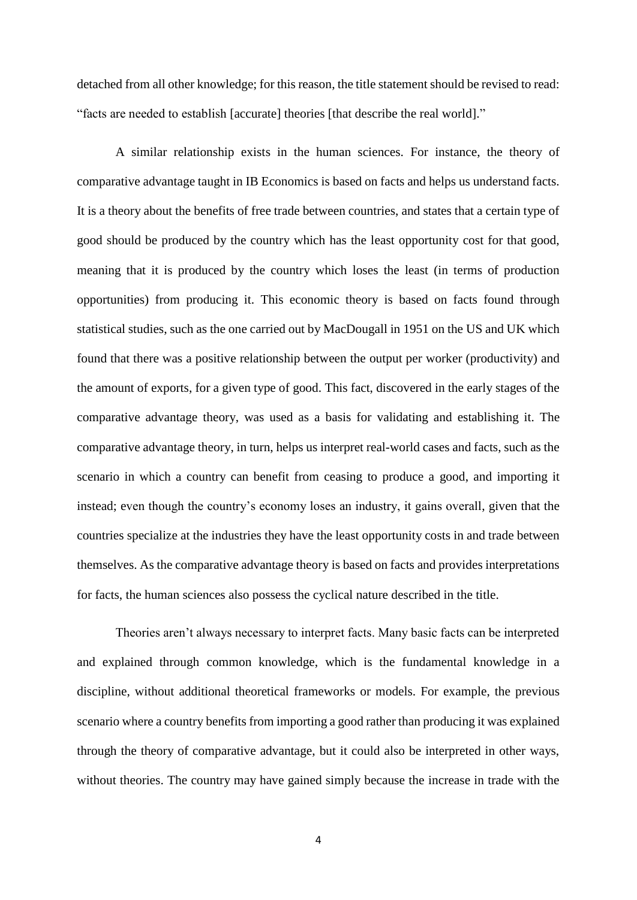detached from all other knowledge; for this reason, the title statement should be revised to read: "facts are needed to establish [accurate] theories [that describe the real world]."

A similar relationship exists in the human sciences. For instance, the theory of comparative advantage taught in IB Economics is based on facts and helps us understand facts. It is a theory about the benefits of free trade between countries, and states that a certain type of good should be produced by the country which has the least opportunity cost for that good, meaning that it is produced by the country which loses the least (in terms of production opportunities) from producing it. This economic theory is based on facts found through statistical studies, such as the one carried out by MacDougall in 1951 on the US and UK which found that there was a positive relationship between the output per worker (productivity) and the amount of exports, for a given type of good. This fact, discovered in the early stages of the comparative advantage theory, was used as a basis for validating and establishing it. The comparative advantage theory, in turn, helps us interpret real-world cases and facts, such as the scenario in which a country can benefit from ceasing to produce a good, and importing it instead; even though the country's economy loses an industry, it gains overall, given that the countries specialize at the industries they have the least opportunity costs in and trade between themselves. As the comparative advantage theory is based on facts and provides interpretations for facts, the human sciences also possess the cyclical nature described in the title.

Theories aren't always necessary to interpret facts. Many basic facts can be interpreted and explained through common knowledge, which is the fundamental knowledge in a discipline, without additional theoretical frameworks or models. For example, the previous scenario where a country benefits from importing a good rather than producing it was explained through the theory of comparative advantage, but it could also be interpreted in other ways, without theories. The country may have gained simply because the increase in trade with the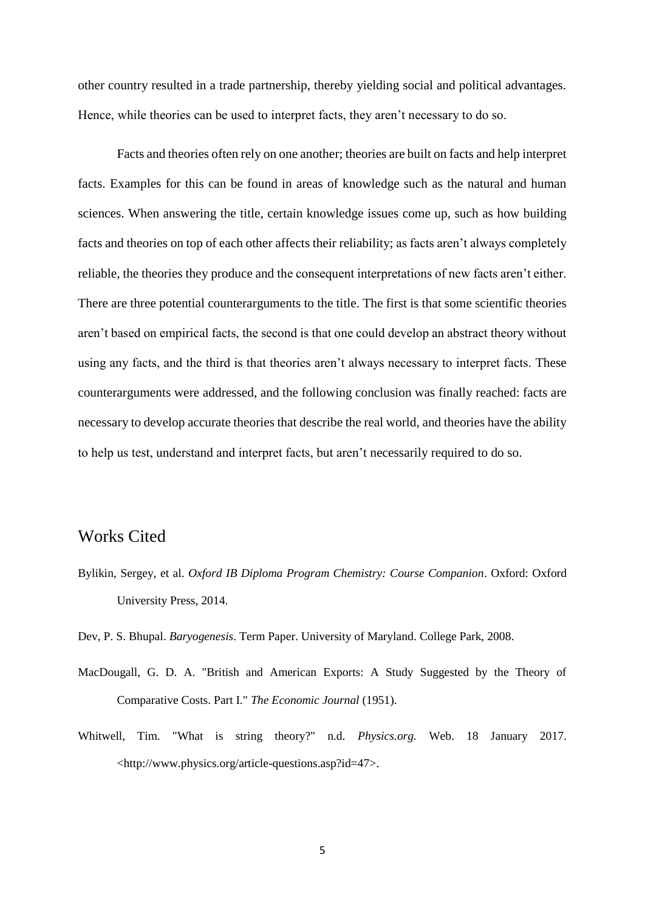other country resulted in a trade partnership, thereby yielding social and political advantages. Hence, while theories can be used to interpret facts, they aren't necessary to do so.

Facts and theories often rely on one another; theories are built on facts and help interpret facts. Examples for this can be found in areas of knowledge such as the natural and human sciences. When answering the title, certain knowledge issues come up, such as how building facts and theories on top of each other affects their reliability; as facts aren't always completely reliable, the theories they produce and the consequent interpretations of new facts aren't either. There are three potential counterarguments to the title. The first is that some scientific theories aren't based on empirical facts, the second is that one could develop an abstract theory without using any facts, and the third is that theories aren't always necessary to interpret facts. These counterarguments were addressed, and the following conclusion was finally reached: facts are necessary to develop accurate theories that describe the real world, and theories have the ability to help us test, understand and interpret facts, but aren't necessarily required to do so.

## Works Cited

Bylikin, Sergey, et al. *Oxford IB Diploma Program Chemistry: Course Companion*. Oxford: Oxford University Press, 2014.

Dev, P. S. Bhupal. *Baryogenesis*. Term Paper. University of Maryland. College Park, 2008.

MacDougall, G. D. A. "British and American Exports: A Study Suggested by the Theory of Comparative Costs. Part I." *The Economic Journal* (1951).

Whitwell, Tim. "What is string theory?" n.d. *Physics.org.* Web. 18 January 2017. <http://www.physics.org/article-questions.asp?id=47>.